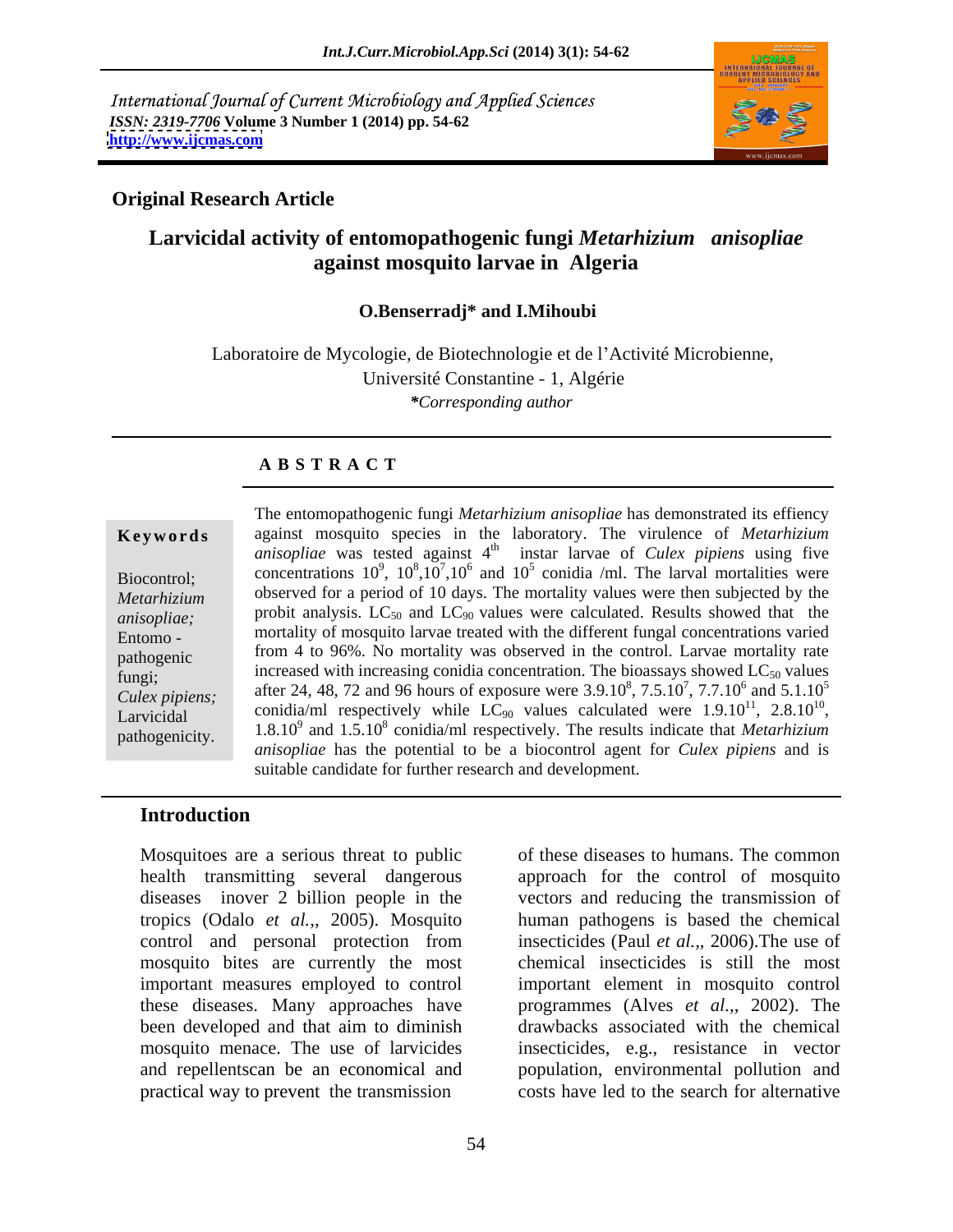International Journal of Current Microbiology and Applied Sciences
*ISSN: 2319-7706* **Volume 3 Number 1 (2014) pp. 54-62**
**http://www.ijcmas.com**

**Original Research Article**

# Larvicidal activity of entomopathogenic fungi *Metarhizium anisopliae* against mosquito larvae in Algeria

**O.Benserradj\* and I.Mihoubi**

Laboratoire de Mycologie, de Biotechnologie et de l'Activité Microbienne, Université Constantine - 1, Algérie

*\*Corresponding author*

## A B S T R A C T

**Keywords**

Biocontrol; *Metarhizium anisopliae;* Entomo - pathogenic fungi; *Culex pipiens;* Larvicidal pathogenicity.

The entomopathogenic fungi *Metarhizium anisopliae* has demonstrated its effiency against mosquito species in the laboratory. The virulence of *Metarhizium anisopliae* was tested against 4[th] instar larvae of *Culex pipiens* using five concentrations $10^9$, $10^8$,$10^7$,$10^6$ and $10^5$ conidia /ml. The larval mortalities were observed for a period of 10 days. The mortality values were then subjected by the probit analysis. $LC_{50}$ and $LC_{90}$ values were calculated. Results showed that the mortality of mosquito larvae treated with the different fungal concentrations varied from 4 to 96%. No mortality was observed in the control. Larvae mortality rate increased with increasing conidia concentration. The bioassays showed $LC_{50}$ values after 24, 48, 72 and 96 hours of exposure were $3.9.10^8$, $7.5.10^7$, $7.7.10^6$ and $5.1.10^5$ conidia/ml respectively while $LC_{90}$ values calculated were $1.9.10^{11}$, $2.8.10^{10}$, $1.8.10^9$ and $1.5.10^8$ conidia/ml respectively. The results indicate that *Metarhizium anisopliae* has the potential to be a biocontrol agent for *Culex pipiens* and is suitable candidate for further research and development.

## Introduction

Mosquitoes are a serious threat to public health transmitting several dangerous diseases inover 2 billion people in the tropics (Odalo *et al.,*, 2005). Mosquito control and personal protection from mosquito bites are currently the most important measures employed to control these diseases. Many approaches have been developed and that aim to diminish mosquito menace. The use of larvicides and repellentscan be an economical and practical way to prevent the transmission of these diseases to humans. The common approach for the control of mosquito vectors and reducing the transmission of human pathogens is based the chemical insecticides (Paul *et al.,*, 2006).The use of chemical insecticides is still the most important element in mosquito control programmes (Alves *et al.,*, 2002). The drawbacks associated with the chemical insecticides, e.g., resistance in vector population, environmental pollution and costs have led to the search for alternative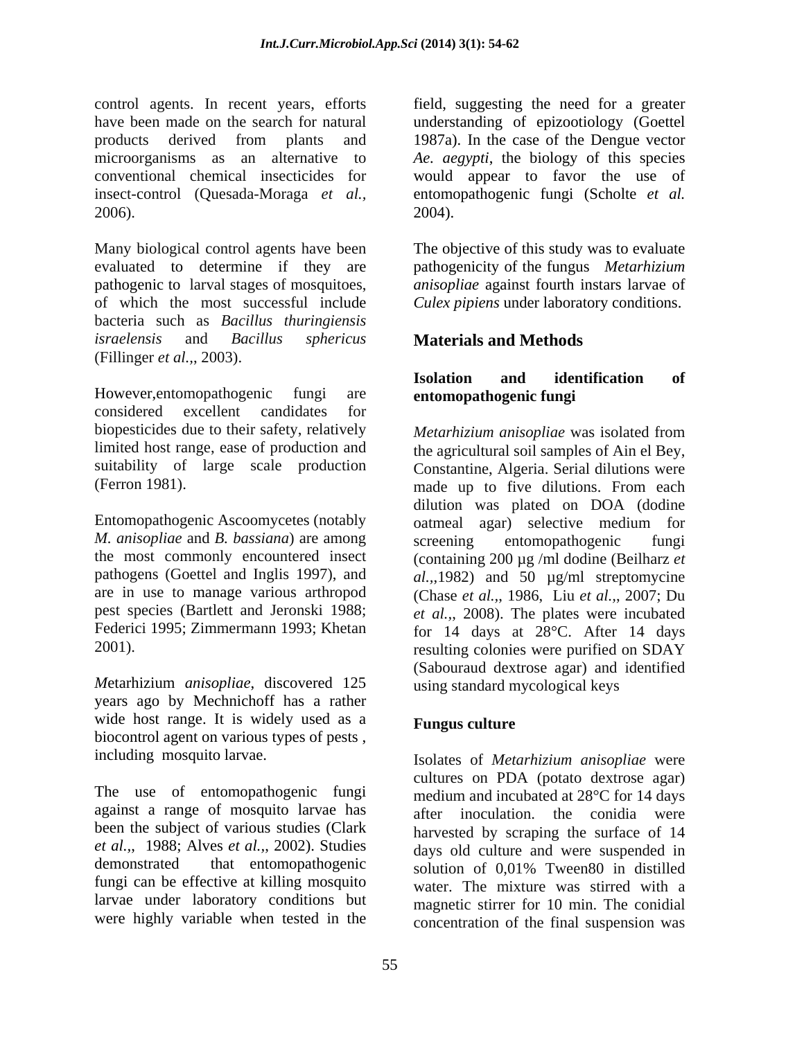control agents. In recent years, efforts have been made on the search for natural products derived from plants and microorganisms as an alternative to conventional chemical insecticides for insect-control (Quesada-Moraga *et al.*, 2006).

Many biological control agents have been evaluated to determine if they are pathogenic to larval stages of mosquitoes, of which the most successful include bacteria such as *Bacillus thuringiensis israelensis* and *Bacillus sphericus* (Fillinger *et al.*,, 2003).

However,entomopathogenic fungi are considered excellent candidates for biopesticides due to their safety, relatively limited host range, ease of production and suitability of large scale production (Ferron 1981).

Entomopathogenic Ascoomycetes (notably *M. anisopliae* and *B. bassiana*) are among the most commonly encountered insect pathogens (Goettel and Inglis 1997), and are in use to manage various arthropod pest species (Bartlett and Jeronski 1988; Federici 1995; Zimmermann 1993; Khetan 2001).

*M*etarhizium *anisopliae*, discovered 125 years ago by Mechnichoff has a rather wide host range. It is widely used as a biocontrol agent on various types of pests , including mosquito larvae.

The use of entomopathogenic fungi against a range of mosquito larvae has been the subject of various studies (Clark *et al.*,, 1988; Alves *et al.*,, 2002). Studies demonstrated that entomopathogenic fungi can be effective at killing mosquito larvae under laboratory conditions but were highly variable when tested in the field, suggesting the need for a greater understanding of epizootiology (Goettel 1987a). In the case of the Dengue vector *Ae. aegypti*, the biology of this species would appear to favor the use of entomopathogenic fungi (Scholte *et al.* 2004).

The objective of this study was to evaluate pathogenicity of the fungus *Metarhizium anisopliae* against fourth instars larvae of *Culex pipiens* under laboratory conditions.

## Materials and Methods

### Isolation and identification of entomopathogenic fungi

*Metarhizium anisopliae* was isolated from the agricultural soil samples of Ain el Bey, Constantine, Algeria. Serial dilutions were made up to five dilutions. From each dilution was plated on DOA (dodine oatmeal agar) selective medium for screening entomopathogenic fungi (containing 200 µg /ml dodine (Beilharz *et al.*,,1982) and 50 µg/ml streptomycine (Chase *et al.*,, 1986, Liu *et al.*,, 2007; Du *et al.*,, 2008). The plates were incubated for 14 days at 28°C. After 14 days resulting colonies were purified on SDAY (Sabouraud dextrose agar) and identified using standard mycological keys

### Fungus culture

Isolates of *Metarhizium anisopliae* were cultures on PDA (potato dextrose agar) medium and incubated at 28°C for 14 days after inoculation. the conidia were harvested by scraping the surface of 14 days old culture and were suspended in solution of 0,01% Tween80 in distilled water. The mixture was stirred with a magnetic stirrer for 10 min. The conidial concentration of the final suspension was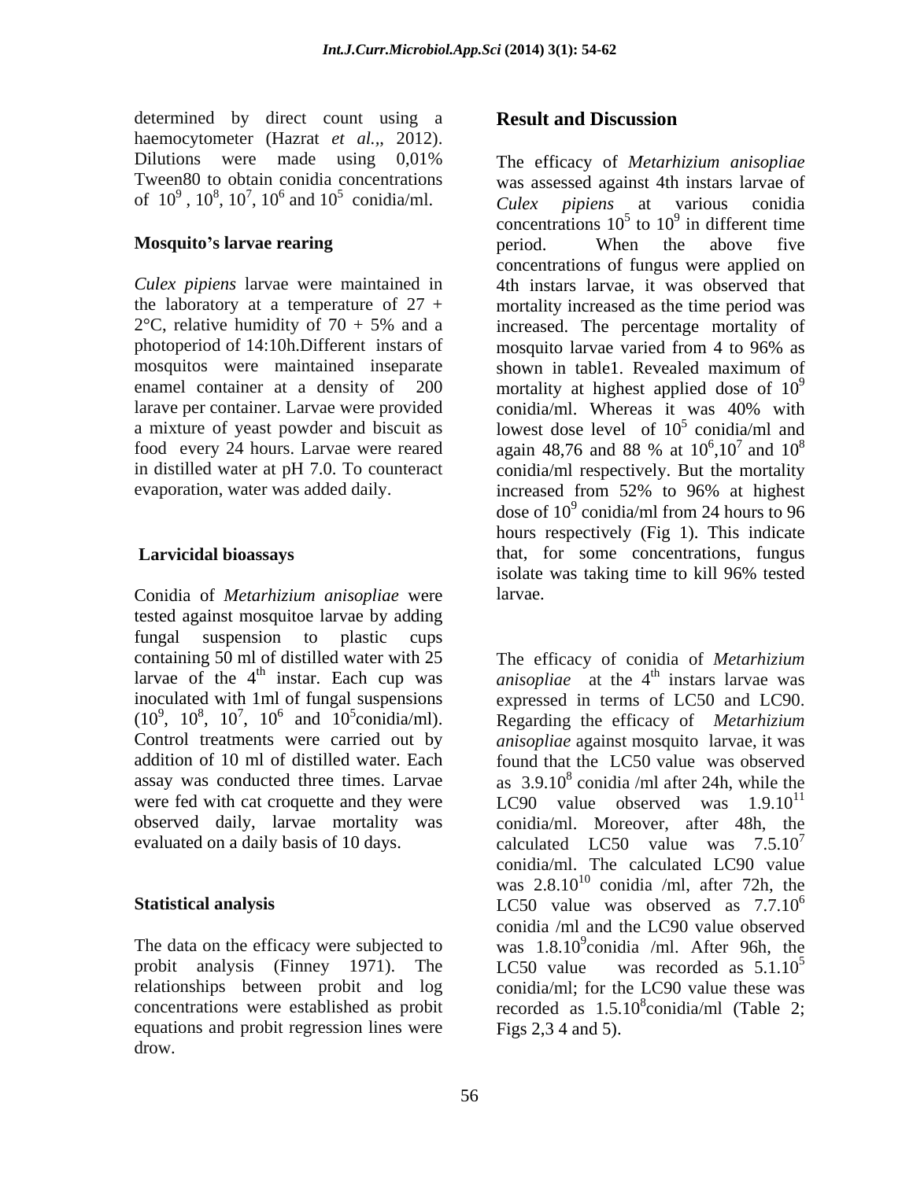determined by direct count using a haemocytometer (Hazrat *et al.*,, 2012). Dilutions were made using 0,01% Tween80 to obtain conidia concentrations of $10^9$ , $10^8$, $10^7$, $10^6$ and $10^5$ conidia/ml.

**Mosquito's larvae rearing**

*Culex pipiens* larvae were maintained in the laboratory at a temperature of 27 + 2°C, relative humidity of 70 + 5% and a photoperiod of 14:10h.Different instars of mosquitos were maintained inseparate enamel container at a density of 200 larave per container. Larvae were provided a mixture of yeast powder and biscuit as food every 24 hours. Larvae were reared in distilled water at pH 7.0. To counteract evaporation, water was added daily.

**Larvicidal bioassays**

Conidia of *Metarhizium anisopliae* were tested against mosquitoe larvae by adding fungal suspension to plastic cups containing 50 ml of distilled water with 25 larvae of the $4^{th}$ instar. Each cup was inoculated with 1ml of fungal suspensions ($10^9$, $10^8$, $10^7$, $10^6$ and $10^5$conidia/ml). Control treatments were carried out by addition of 10 ml of distilled water. Each assay was conducted three times. Larvae were fed with cat croquette and they were observed daily, larvae mortality was evaluated on a daily basis of 10 days.

**Statistical analysis**

The data on the efficacy were subjected to probit analysis (Finney 1971). The relationships between probit and log concentrations were established as probit equations and probit regression lines were drow.

## Result and Discussion

The efficacy of *Metarhizium anisopliae* was assessed against 4th instars larvae of *Culex pipiens* at various conidia concentrations $10^5$ to $10^9$ in different time period. When the above five concentrations of fungus were applied on 4th instars larvae, it was observed that mortality increased as the time period was increased. The percentage mortality of mosquito larvae varied from 4 to 96% as shown in table1. Revealed maximum of mortality at highest applied dose of $10^9$ conidia/ml. Whereas it was 40% with lowest dose level of $10^5$ conidia/ml and again 48,76 and 88 % at $10^6$,$10^7$ and $10^8$ conidia/ml respectively. But the mortality increased from 52% to 96% at highest dose of $10^9$ conidia/ml from 24 hours to 96 hours respectively (Fig 1). This indicate that, for some concentrations, fungus isolate was taking time to kill 96% tested larvae.

The efficacy of conidia of *Metarhizium anisopliae* at the $4^{th}$ instars larvae was expressed in terms of LC50 and LC90. Regarding the efficacy of *Metarhizium anisopliae* against mosquito larvae, it was found that the LC50 value was observed as $3.9.10^8$ conidia /ml after 24h, while the LC90 value observed was $1.9.10^{11}$ conidia/ml. Moreover, after 48h, the calculated LC50 value was $7.5.10^7$ conidia/ml. The calculated LC90 value was $2.8.10^{10}$ conidia /ml, after 72h, the LC50 value was observed as $7.7.10^6$ conidia /ml and the LC90 value observed was $1.8.10^9$conidia /ml. After 96h, the LC50 value was recorded as $5.1.10^5$ conidia/ml; for the LC90 value these was recorded as $1.5.10^8$conidia/ml (Table 2; Figs 2,3 4 and 5).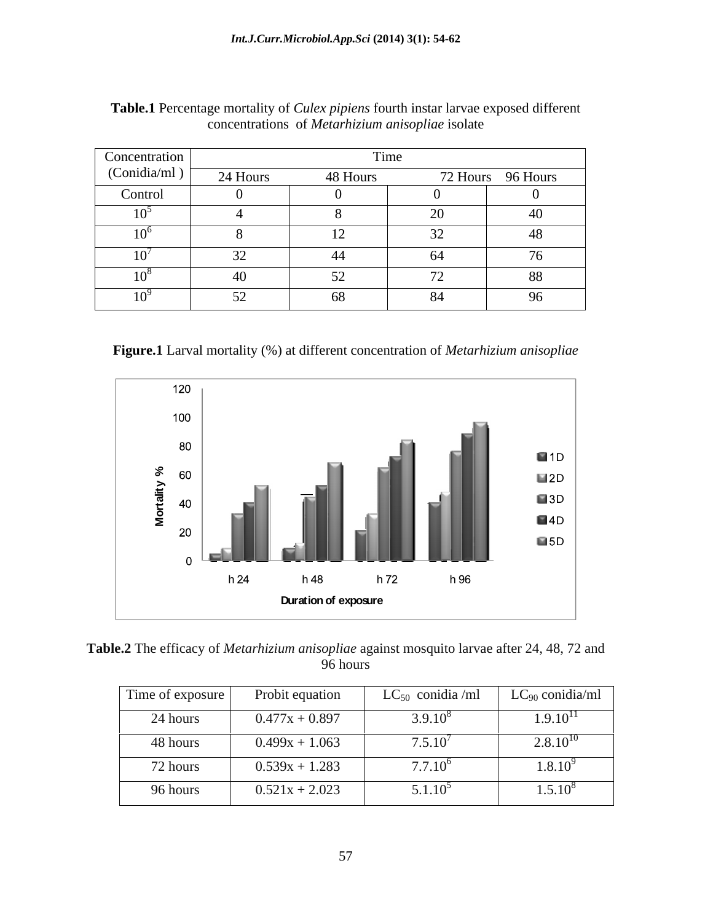**Table.1** Percentage mortality of *Culex pipiens* fourth instar larvae exposed different concentrations of *Metarhizium anisopliae* isolate

| Concentration (Conidia/ml ) | Time | | | |
|---|---|---|---|---|
| | 24 Hours | 48 Hours | 72 Hours | 96 Hours |
| Control | 0 | 0 | 0 | 0 |
| $10^5$ | 4 | 8 | 20 | 40 |
| $10^6$ | 8 | 12 | 32 | 48 |
| $10^7$ | 32 | 44 | 64 | 76 |
| $10^8$ | 40 | 52 | 72 | 88 |
| $10^9$ | 52 | 68 | 84 | 96 |

**Figure.1** Larval mortality (%) at different concentration of *Metarhizium anisopliae*

**Table.2** The efficacy of *Metarhizium anisopliae* against mosquito larvae after 24, 48, 72 and 96 hours

| Time of exposure | Probit equation | $LC_{50}$ conidia /ml | $LC_{90}$ conidia/ml |
|---|---|---|---|
| 24 hours | 0.477x + 0.897 | $3.9.10^8$ | $1.9.10^{11}$ |
| 48 hours | 0.499x + 1.063 | $7.5.10^7$ | $2.8.10^{10}$ |
| 72 hours | 0.539x + 1.283 | $7.7.10^6$ | $1.8.10^9$ |
| 96 hours | 0.521x + 2.023 | $5.1.10^5$ | $1.5.10^8$ |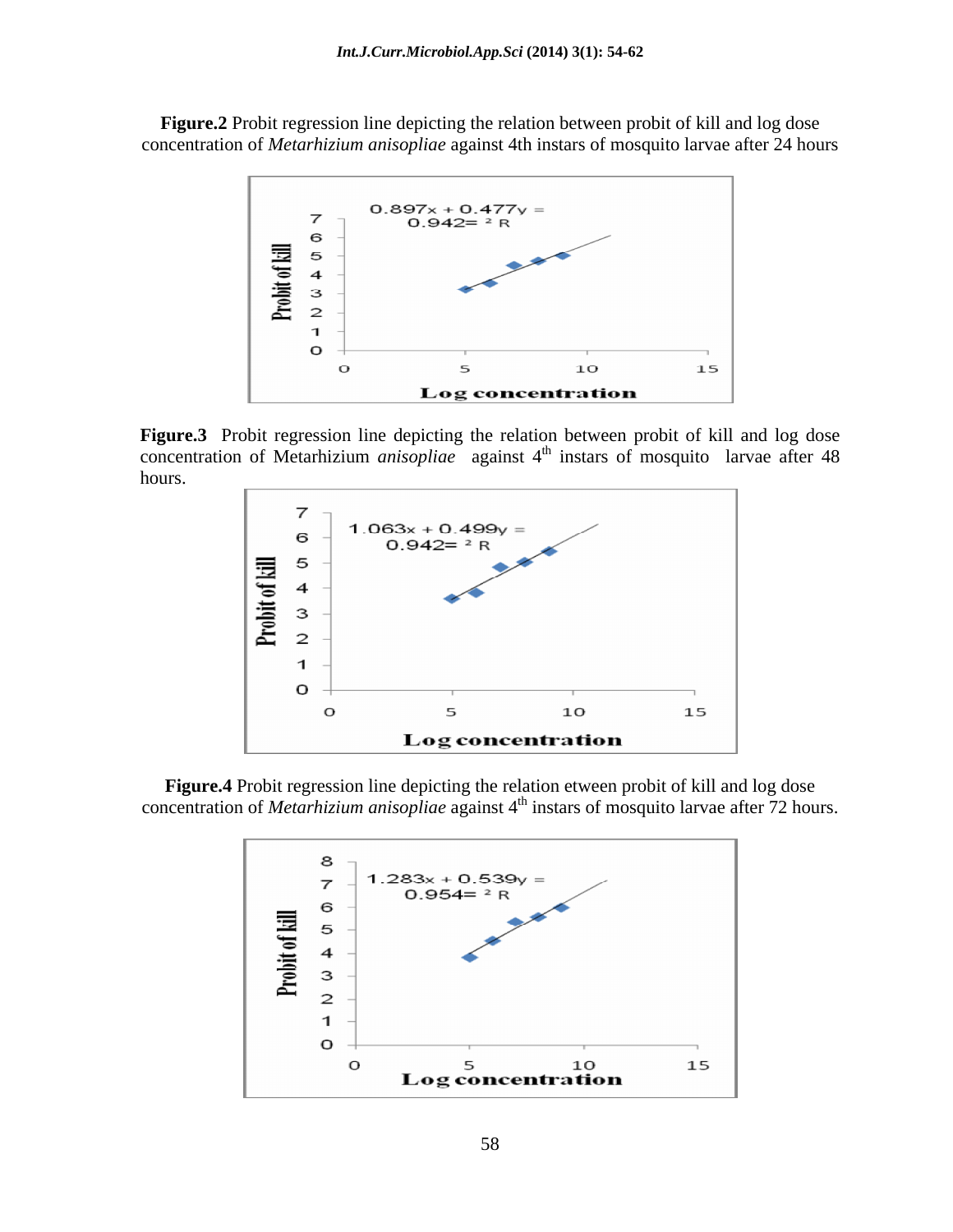**Figure.2** Probit regression line depicting the relation between probit of kill and log dose concentration of *Metarhizium anisopliae* against 4th instars of mosquito larvae after 24 hours

**Figure.3** Probit regression line depicting the relation between probit of kill and log dose concentration of Metarhizium *anisopliae* against 4[th] instars of mosquito larvae after 48 hours.

**Figure.4** Probit regression line depicting the relation etween probit of kill and log dose concentration of *Metarhizium anisopliae* against 4[th] instars of mosquito larvae after 72 hours.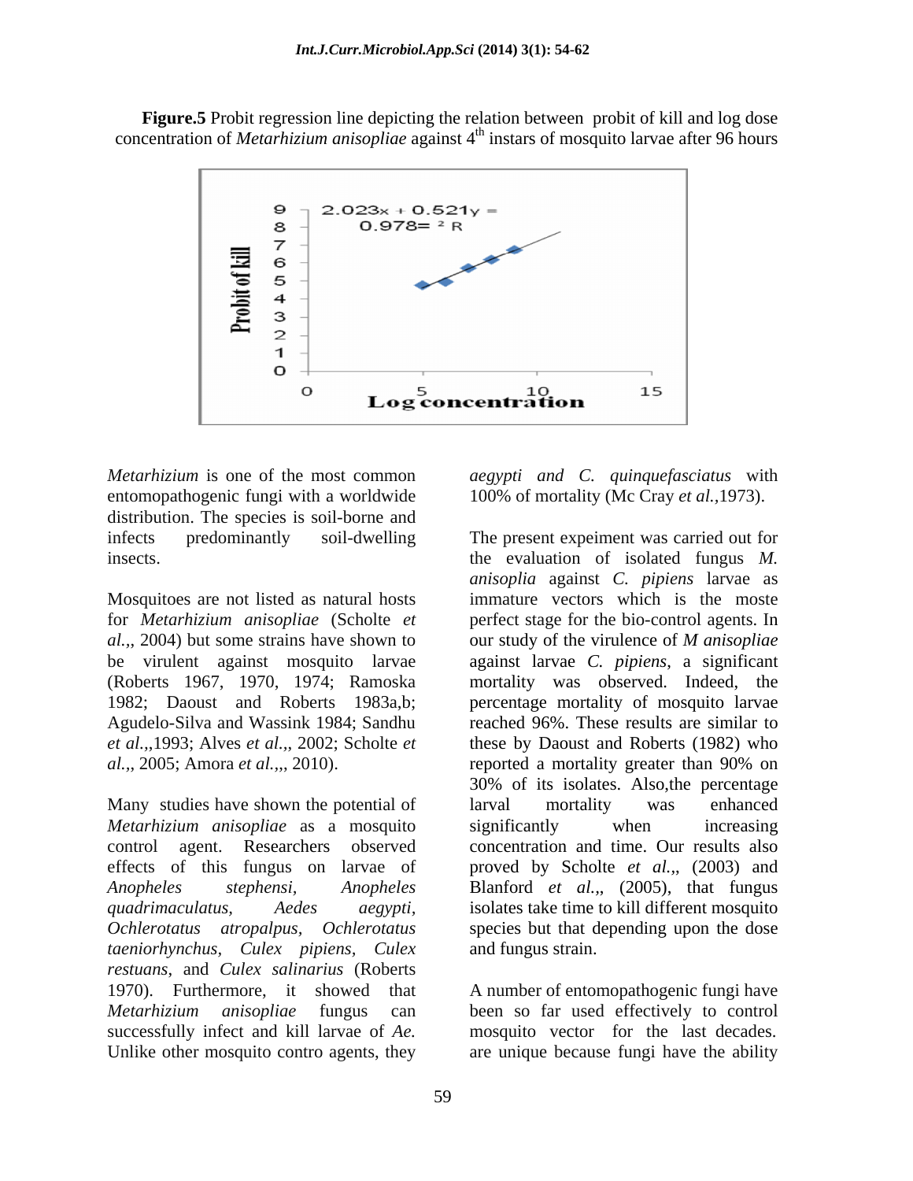**Figure.5** Probit regression line depicting the relation between probit of kill and log dose concentration of *Metarhizium anisopliae* against 4[th] instars of mosquito larvae after 96 hours

*Metarhizium* is one of the most common entomopathogenic fungi with a worldwide distribution. The species is soil-borne and infects predominantly soil-dwelling insects.

Mosquitoes are not listed as natural hosts for *Metarhizium anisopliae* (Scholte *et al.,*, 2004) but some strains have shown to be virulent against mosquito larvae (Roberts 1967, 1970, 1974; Ramoska 1982; Daoust and Roberts 1983a,b; Agudelo-Silva and Wassink 1984; Sandhu *et al.,*,1993; Alves *et al.,*, 2002; Scholte *et al.,*, 2005; Amora *et al.,*,, 2010).

Many studies have shown the potential of *Metarhizium anisopliae* as a mosquito control agent. Researchers observed effects of this fungus on larvae of *Anopheles stephensi, Anopheles quadrimaculatus, Aedes aegypti, Ochlerotatus atropalpus, Ochlerotatus taeniorhynchus, Culex pipiens, Culex restuans*, and *Culex salinarius* (Roberts 1970). Furthermore, it showed that *Metarhizium anisopliae* fungus can successfully infect and kill larvae of *Ae. aegypti and C. quinquefasciatus* with 100% of mortality (Mc Cray *et al.*,1973).

The present expeiment was carried out for the evaluation of isolated fungus *M. anisoplia* against *C. pipiens* larvae as immature vectors which is the moste perfect stage for the bio-control agents. In our study of the virulence of *M anisopliae* against larvae *C. pipiens*, a significant mortality was observed. Indeed, the percentage mortality of mosquito larvae reached 96%. These results are similar to these by Daoust and Roberts (1982) who reported a mortality greater than 90% on 30% of its isolates. Also,the percentage larval mortality was enhanced significantly when increasing concentration and time. Our results also proved by Scholte *et al.,*, (2003) and Blanford *et al.,*, (2005), that fungus isolates take time to kill different mosquito species but that depending upon the dose and fungus strain.

A number of entomopathogenic fungi have been so far used effectively to control mosquito vector for the last decades. Unlike other mosquito contro agents, they are unique because fungi have the ability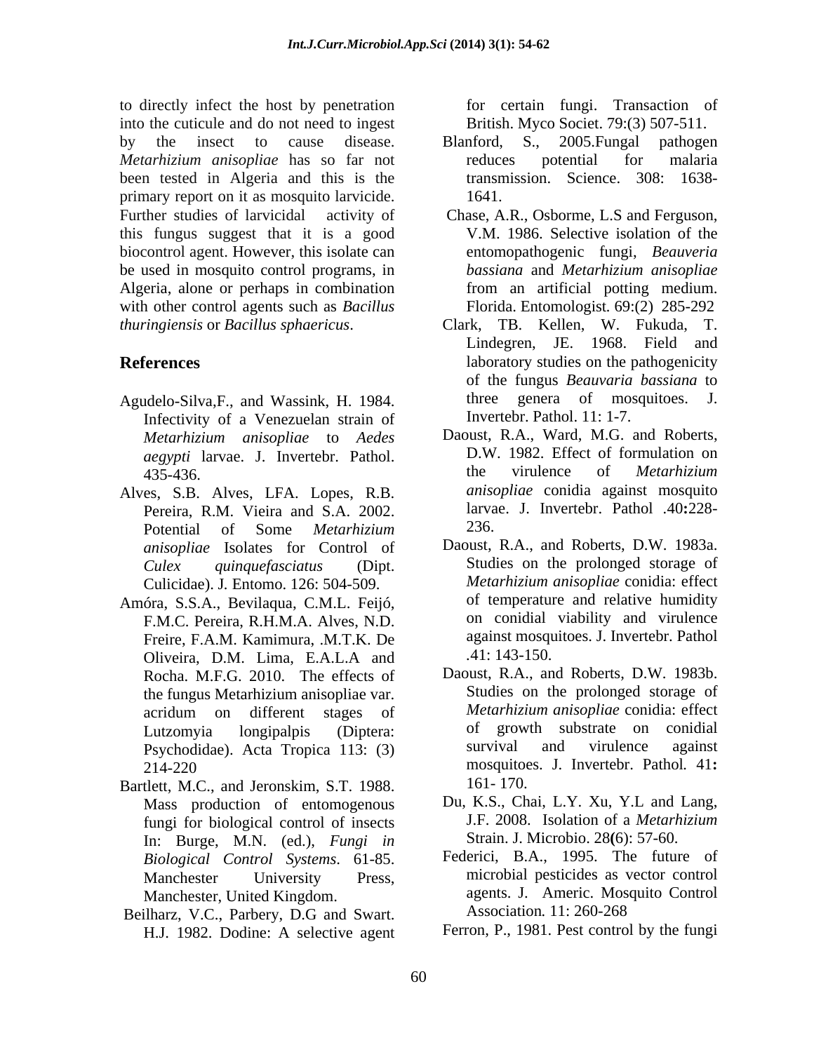to directly infect the host by penetration into the cuticule and do not need to ingest by the insect to cause disease. *Metarhizium anisopliae* has so far not been tested in Algeria and this is the primary report on it as mosquito larvicide. Further studies of larvicidal activity of this fungus suggest that it is a good biocontrol agent. However, this isolate can be used in mosquito control programs, in Algeria, alone or perhaps in combination with other control agents such as *Bacillus thuringiensis* or *Bacillus sphaericus*.

## References

Agudelo-Silva,F., and Wassink, H. 1984. Infectivity of a Venezuelan strain of *Metarhizium anisopliae* to *Aedes aegypti* larvae. J. Invertebr. Pathol. 435-436.

Alves, S.B. Alves, LFA. Lopes, R.B. Pereira, R.M. Vieira and S.A. 2002. Potential of Some *Metarhizium anisopliae* Isolates for Control of *Culex quinquefasciatus* (Dipt. Culicidae). J. Entomo. 126: 504-509.

Amóra, S.S.A., Bevilaqua, C.M.L. Feijó, F.M.C. Pereira, R.H.M.A. Alves, N.D. Freire, F.A.M. Kamimura, .M.T.K. De Oliveira, D.M. Lima, E.A.L.A and Rocha. M.F.G. 2010. The effects of the fungus Metarhizium anisopliae var. acridum on different stages of Lutzomyia longipalpis (Diptera: Psychodidae). Acta Tropica 113: (3) 214-220

Bartlett, M.C., and Jeronskim, S.T. 1988. Mass production of entomogenous fungi for biological control of insects In: Burge, M.N. (ed.), *Fungi in Biological Control Systems*. 61-85. Manchester University Press, Manchester, United Kingdom.

Beilharz, V.C., Parbery, D.G and Swart. H.J. 1982. Dodine: A selective agent for certain fungi. Transaction of British. Myco Societ. 79:(3) 507-511.

Blanford, S., 2005.Fungal pathogen reduces potential for malaria transmission. Science. 308: 1638-1641.

Chase, A.R., Osborme, L.S and Ferguson, V.M. 1986. Selective isolation of the entomopathogenic fungi, *Beauveria bassiana* and *Metarhizium anisopliae* from an artificial potting medium. Florida. Entomologist. 69:(2) 285-292

Clark, TB. Kellen, W. Fukuda, T. Lindegren, JE. 1968. Field and laboratory studies on the pathogenicity of the fungus *Beauvaria bassiana* to three genera of mosquitoes. J. Invertebr. Pathol. 11: 1-7.

Daoust, R.A., Ward, M.G. and Roberts, D.W. 1982. Effect of formulation on the virulence of *Metarhizium anisopliae* conidia against mosquito larvae. J. Invertebr. Pathol .40**:**228-236.

Daoust, R.A., and Roberts, D.W. 1983a. Studies on the prolonged storage of *Metarhizium anisopliae* conidia: effect of temperature and relative humidity on conidial viability and virulence against mosquitoes. J. Invertebr. Pathol .41: 143-150.

Daoust, R.A., and Roberts, D.W. 1983b. Studies on the prolonged storage of *Metarhizium anisopliae* conidia: effect of growth substrate on conidial survival and virulence against mosquitoes. J. Invertebr. Pathol*.* 41**:** 161- 170.

Du, K.S., Chai, L.Y. Xu, Y.L and Lang, J.F. 2008. Isolation of a *Metarhizium* Strain. J. Microbio. 28**(**6): 57-60.

Federici, B.A., 1995. The future of microbial pesticides as vector control agents. J. Americ. Mosquito Control Association*.* 11: 260-268

Ferron, P., 1981. Pest control by the fungi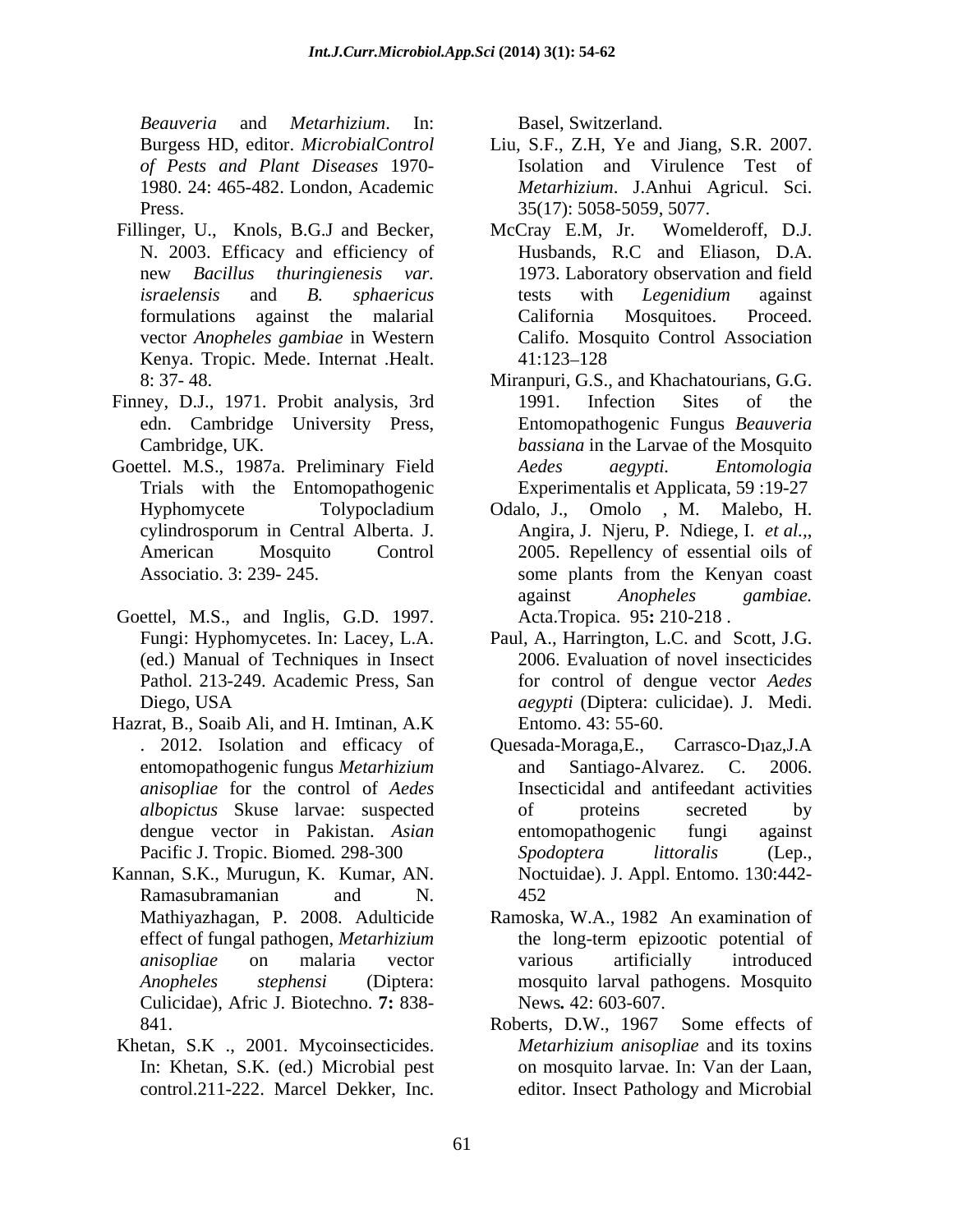*Beauveria* and *Metarhizium*. In: Burgess HD, editor. *MicrobialControl of Pests and Plant Diseases* 1970-1980. 24: 465-482. London, Academic Press.

Fillinger, U., Knols, B.G.J and Becker, N. 2003. Efficacy and efficiency of new *Bacillus thuringienesis var. israelensis* and *B. sphaericus* formulations against the malarial vector *Anopheles gambiae* in Western Kenya. Tropic. Mede. Internat .Healt. 8: 37- 48.

Finney, D.J., 1971. Probit analysis, 3rd edn. Cambridge University Press, Cambridge, UK.

Goettel. M.S., 1987a. Preliminary Field Trials with the Entomopathogenic Hyphomycete Tolypocladium cylindrosporum in Central Alberta. J. American Mosquito Control Associatio. 3: 239- 245.

Goettel, M.S., and Inglis, G.D. 1997. Fungi: Hyphomycetes. In: Lacey, L.A. (ed.) Manual of Techniques in Insect Pathol. 213-249. Academic Press, San Diego, USA

Hazrat, B., Soaib Ali, and H. Imtinan, A.K . 2012. Isolation and efficacy of entomopathogenic fungus *Metarhizium anisopliae* for the control of *Aedes albopictus* Skuse larvae: suspected dengue vector in Pakistan. *Asian* Pacific J. Tropic. Biomed*.* 298-300

Kannan, S.K., Murugun, K. Kumar, AN. Ramasubramanian and N. Mathiyazhagan, P. 2008. Adulticide effect of fungal pathogen, *Metarhizium anisopliae* on malaria vector *Anopheles stephensi* (Diptera: Culicidae), Afric J. Biotechno. **7:** 838-841.

Khetan, S.K ., 2001. Mycoinsecticides. In: Khetan, S.K. (ed.) Microbial pest control.211-222. Marcel Dekker, Inc. Basel, Switzerland.

Liu, S.F., Z.H, Ye and Jiang, S.R. 2007. Isolation and Virulence Test of *Metarhizium*. J.Anhui Agricul. Sci. 35(17): 5058-5059, 5077.

McCray E.M, Jr. Womelderoff, D.J. Husbands, R.C and Eliason, D.A. 1973. Laboratory observation and field tests with *Legenidium* against California Mosquitoes. Proceed. Califo. Mosquito Control Association 41:123–128

Miranpuri, G.S., and Khachatourians, G.G. 1991. Infection Sites of the Entomopathogenic Fungus *Beauveria bassiana* in the Larvae of the Mosquito *Aedes aegypti*. *Entomologia* Experimentalis et Applicata, 59 :19-27

Odalo, J., Omolo , M. Malebo, H. Angira, J. Njeru, P. Ndiege, I. *et al*.,, 2005. Repellency of essential oils of some plants from the Kenyan coast against *Anopheles gambiae.* Acta.Tropica. 95**:** 210-218 .

Paul, A., Harrington, L.C. and Scott, J.G. 2006. Evaluation of novel insecticides for control of dengue vector *Aedes aegypti* (Diptera: culicidae). J. Medi. Entomo. 43: 55-60.

Quesada-Moraga,E., Carrasco-Dıaz,J.A and Santiago-Alvarez. C. 2006. Insecticidal and antifeedant activities of proteins secreted by entomopathogenic fungi against *Spodoptera littoralis* (Lep., Noctuidae). J. Appl. Entomo. 130:442-452

Ramoska, W.A., 1982 An examination of the long-term epizootic potential of various artificially introduced mosquito larval pathogens. Mosquito News*.* 42: 603-607.

Roberts, D.W., 1967 Some effects of *Metarhizium anisopliae* and its toxins on mosquito larvae. In: Van der Laan, editor. Insect Pathology and Microbial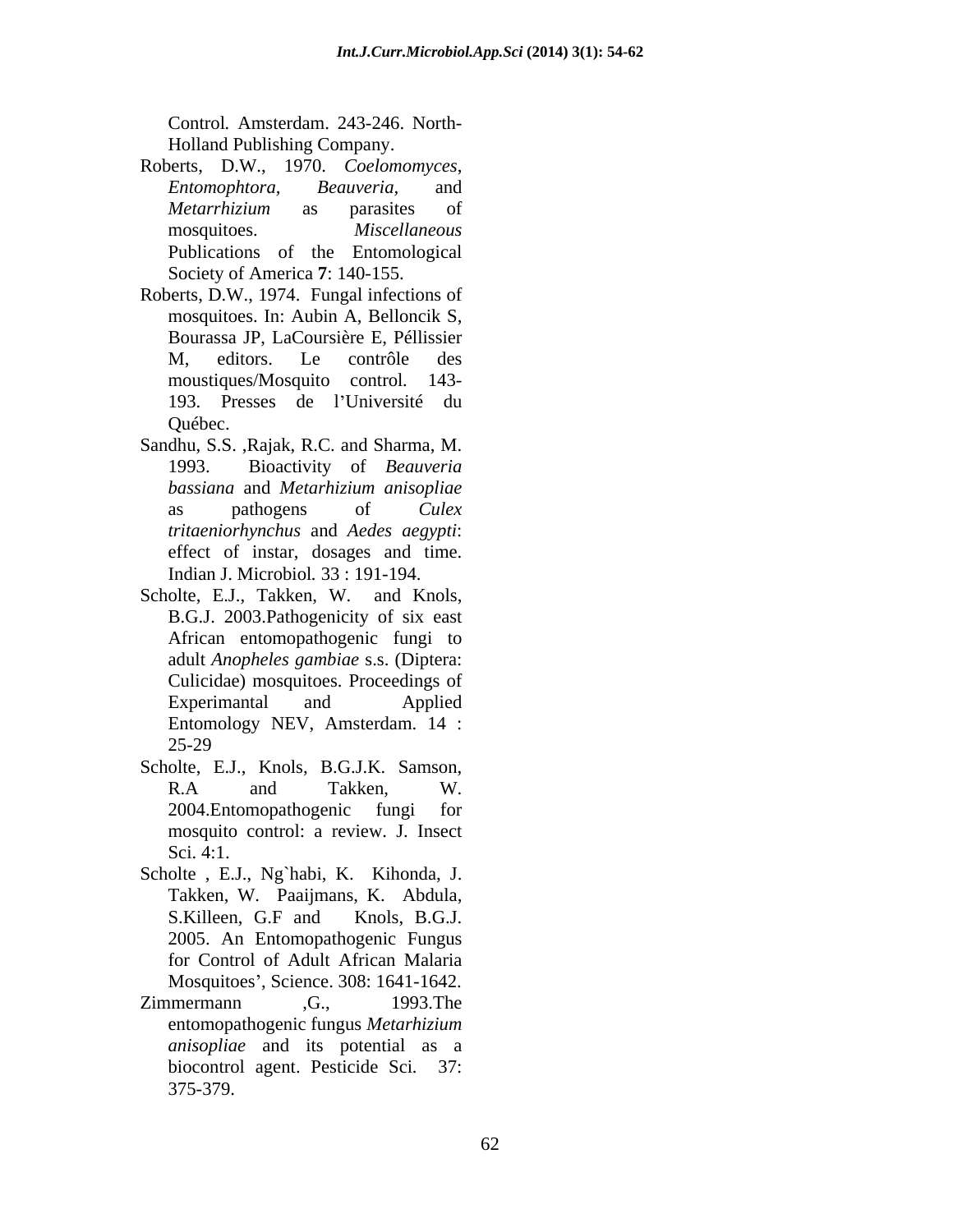Control. Amsterdam. 243-246. North-Holland Publishing Company.

Roberts, D.W., 1970. *Coelomomyces*, *Entomophtora*, *Beauveria*, and *Metarrhizium* as parasites of mosquitoes. *Miscellaneous* Publications of the Entomological Society of America **7**: 140-155.

Roberts, D.W., 1974. Fungal infections of mosquitoes. In: Aubin A, Belloncik S, Bourassa JP, LaCoursière E, Péllissier M, editors. Le contrôle des moustiques/Mosquito control. 143-193. Presses de l'Université du Québec.

Sandhu, S.S. ,Rajak, R.C. and Sharma, M. 1993. Bioactivity of *Beauveria bassiana* and *Metarhizium anisopliae* as pathogens of *Culex tritaeniorhynchus* and *Aedes aegypti*: effect of instar, dosages and time. Indian J. Microbiol. 33 : 191-194.

Scholte, E.J., Takken, W. and Knols, B.G.J. 2003.Pathogenicity of six east African entomopathogenic fungi to adult *Anopheles gambiae* s.s. (Diptera: Culicidae) mosquitoes. Proceedings of Experimantal and Applied Entomology NEV, Amsterdam. 14 : 25-29

Scholte, E.J., Knols, B.G.J.K. Samson, R.A and Takken, W. 2004.Entomopathogenic fungi for mosquito control: a review. J. Insect Sci. 4:1.

Scholte , E.J., Ng`habi, K. Kihonda, J. Takken, W. Paaijmans, K. Abdula, S.Killeen, G.F and Knols, B.G.J. 2005. An Entomopathogenic Fungus for Control of Adult African Malaria Mosquitoes', Science. 308: 1641-1642.

Zimmermann ,G., 1993.The entomopathogenic fungus *Metarhizium anisopliae* and its potential as a biocontrol agent. Pesticide Sci. 37: 375-379.